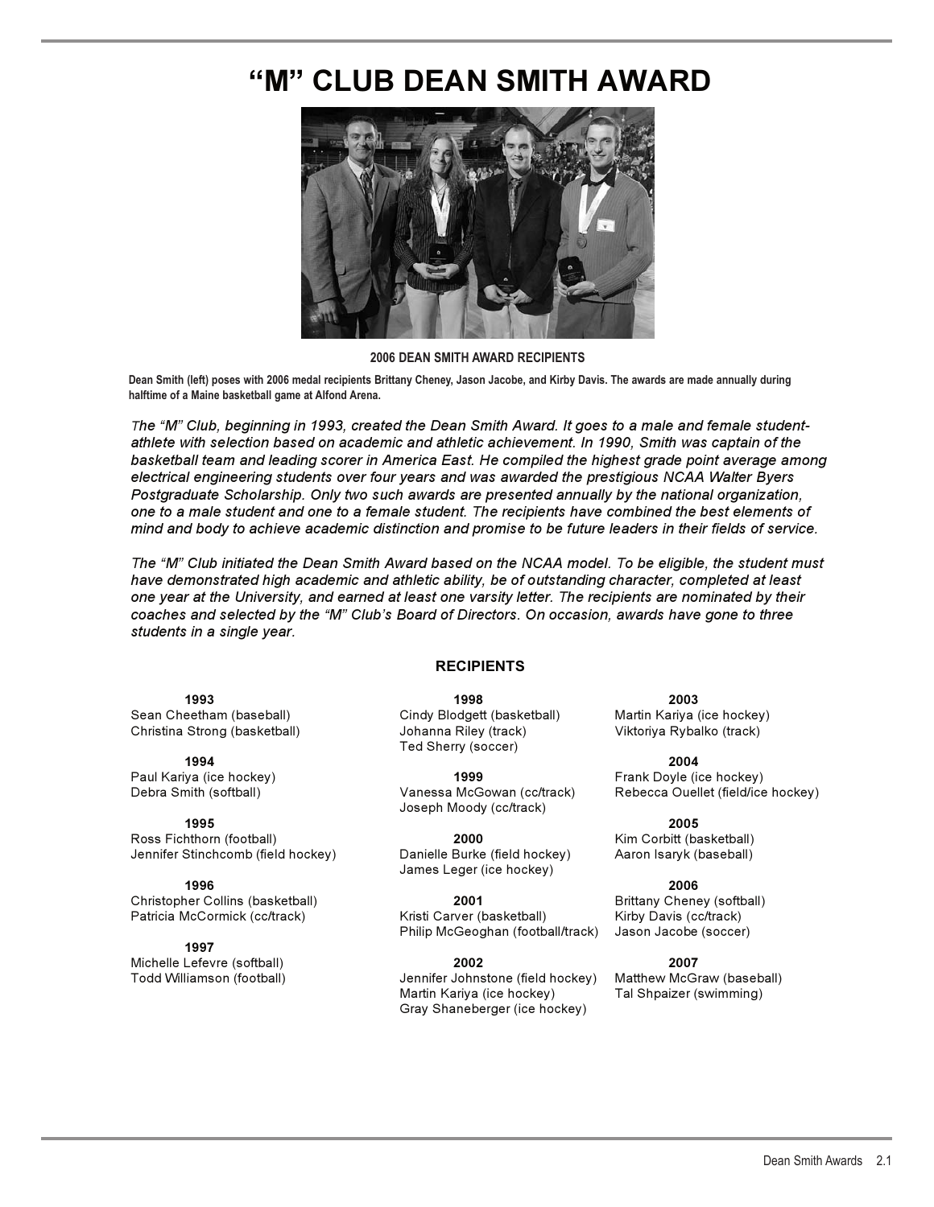# “M” CLUB DEAN SMITH AWARD

**2006 DEAN SMITH AWARD RECIPIENTS**

**Dean Smith (left) poses with 2006 medal recipients Brittany Cheney, Jason Jacobe, and Kirby Davis. The awards are made annually during halftime of a Maine basketball game at Alfond Arena.**

*The “M” Club, beginning in 1993, created the Dean Smith Award. It goes to a male and female student-athlete with selection based on academic and athletic achievement. In 1990, Smith was captain of the basketball team and leading scorer in America East. He compiled the highest grade point average among electrical engineering students over four years and was awarded the prestigious NCAA Walter Byers Postgraduate Scholarship. Only two such awards are presented annually by the national organization, one to a male student and one to a female student. The recipients have combined the best elements of mind and body to achieve academic distinction and promise to be future leaders in their fields of service.*

*The “M” Club initiated the Dean Smith Award based on the NCAA model. To be eligible, the student must have demonstrated high academic and athletic ability, be of outstanding character, completed at least one year at the University, and earned at least one varsity letter. The recipients are nominated by their coaches and selected by the “M” Club’s Board of Directors. On occasion, awards have gone to three students in a single year.*

## RECIPIENTS

**1993**
Sean Cheetham (baseball)
Christina Strong (basketball)

**1994**
Paul Kariya (ice hockey)
Debra Smith (softball)

**1995**
Ross Fichthorn (football)
Jennifer Stinchcomb (field hockey)

**1996**
Christopher Collins (basketball)
Patricia McCormick (cc/track)

**1997**
Michelle Lefevre (softball)
Todd Williamson (football)

**1998**
Cindy Blodgett (basketball)
Johanna Riley (track)
Ted Sherry (soccer)

**1999**
Vanessa McGowan (cc/track)
Joseph Moody (cc/track)

**2000**
Danielle Burke (field hockey)
James Leger (ice hockey)

**2001**
Kristi Carver (basketball)
Philip McGeoghan (football/track)

**2002**
Jennifer Johnstone (field hockey)
Martin Kariya (ice hockey)
Gray Shaneberger (ice hockey)

**2003**
Martin Kariya (ice hockey)
Viktoriya Rybalko (track)

**2004**
Frank Doyle (ice hockey)
Rebecca Ouellet (field/ice hockey)

**2005**
Kim Corbitt (basketball)
Aaron Isaryk (baseball)

**2006**
Brittany Cheney (softball)
Kirby Davis (cc/track)
Jason Jacobe (soccer)

**2007**
Matthew McGraw (baseball)
Tal Shpaizer (swimming)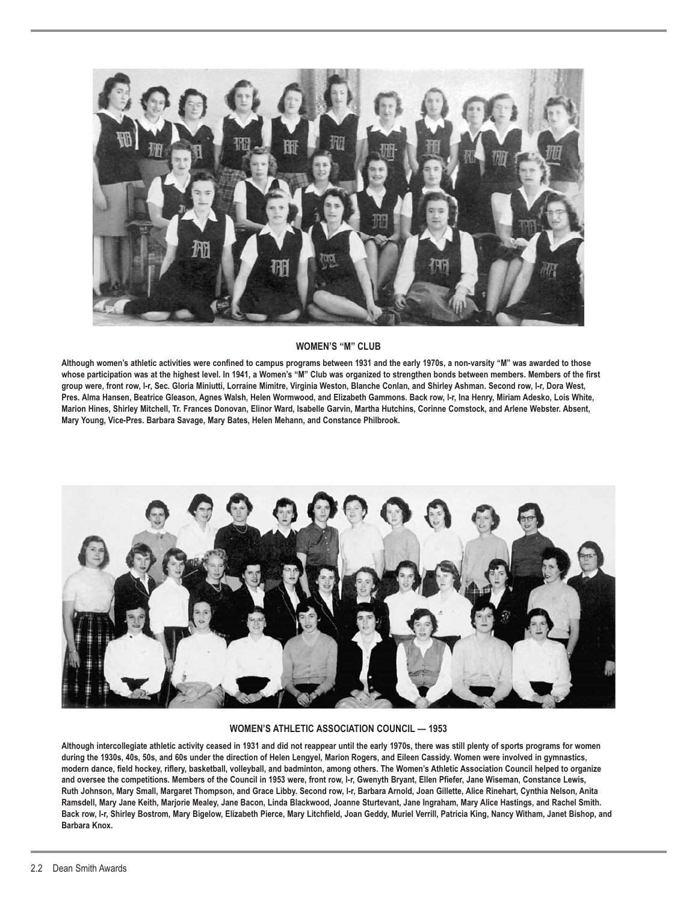### WOMEN'S "M" CLUB

**Although women's athletic activities were confined to campus programs between 1931 and the early 1970s, a non-varsity "M" was awarded to those whose participation was at the highest level. In 1941, a Women's "M" Club was organized to strengthen bonds between members. Members of the first group were, front row, l-r, Sec. Gloria Miniutti, Lorraine Mimitre, Virginia Weston, Blanche Conlan, and Shirley Ashman. Second row, l-r, Dora West, Pres. Alma Hansen, Beatrice Gleason, Agnes Walsh, Helen Wormwood, and Elizabeth Gammons. Back row, l-r, Ina Henry, Miriam Adesko, Lois White, Marion Hines, Shirley Mitchell, Tr. Frances Donovan, Elinor Ward, Isabelle Garvin, Martha Hutchins, Corinne Comstock, and Arlene Webster. Absent, Mary Young, Vice-Pres. Barbara Savage, Mary Bates, Helen Mehann, and Constance Philbrook.**

### WOMEN'S ATHLETIC ASSOCIATION COUNCIL — 1953

**Although intercollegiate athletic activity ceased in 1931 and did not reappear until the early 1970s, there was still plenty of sports programs for women during the 1930s, 40s, 50s, and 60s under the direction of Helen Lengyel, Marion Rogers, and Eileen Cassidy. Women were involved in gymnastics, modern dance, field hockey, riflery, basketball, volleyball, and badminton, among others. The Women's Athletic Association Council helped to organize and oversee the competitions. Members of the Council in 1953 were, front row, l-r, Gwenyth Bryant, Ellen Pfiefer, Jane Wiseman, Constance Lewis, Ruth Johnson, Mary Small, Margaret Thompson, and Grace Libby. Second row, l-r, Barbara Arnold, Joan Gillette, Alice Rinehart, Cynthia Nelson, Anita Ramsdell, Mary Jane Keith, Marjorie Mealey, Jane Bacon, Linda Blackwood, Joanne Sturtevant, Jane Ingraham, Mary Alice Hastings, and Rachel Smith. Back row, l-r, Shirley Bostrom, Mary Bigelow, Elizabeth Pierce, Mary Litchfield, Joan Geddy, Muriel Verrill, Patricia King, Nancy Witham, Janet Bishop, and Barbara Knox.**